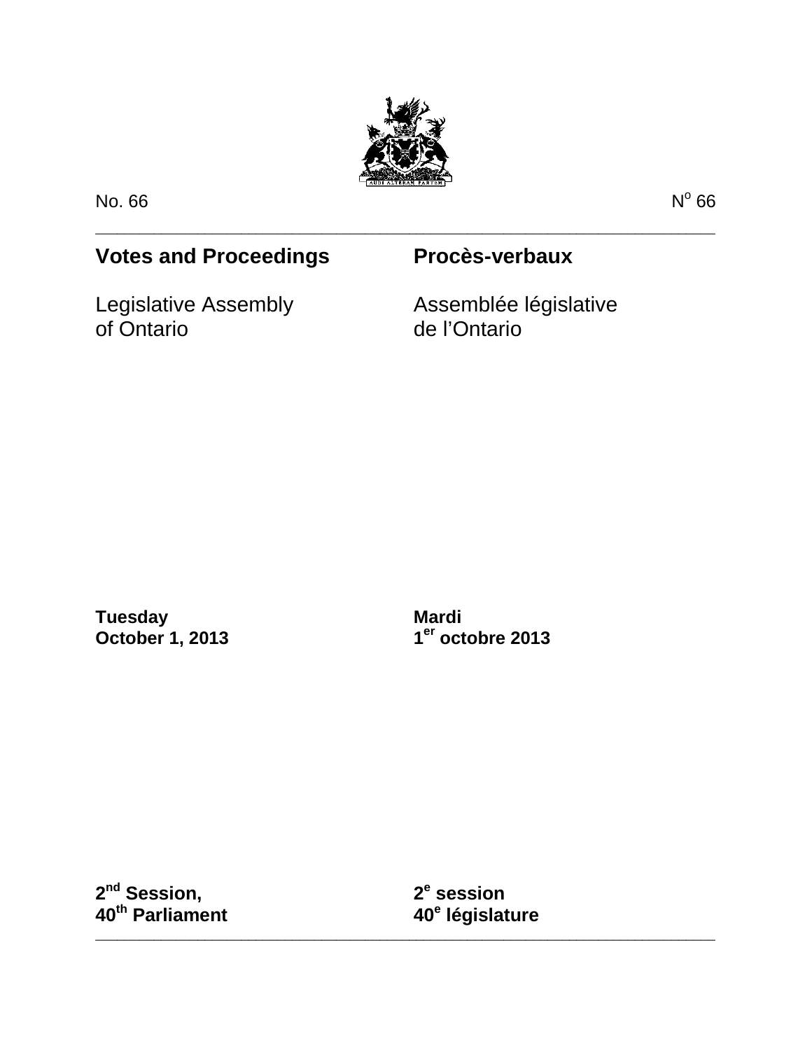No. 66

Nº 66

---

# Votes and Proceedings

# Procès-verbaux

Legislative Assembly of Ontario

Assemblée législative de l'Ontario

**Tuesday**
**October 1, 2013**

**Mardi**
**1er octobre 2013**

**2nd Session,**
**40th Parliament**

**2e session**
**40e législature**

---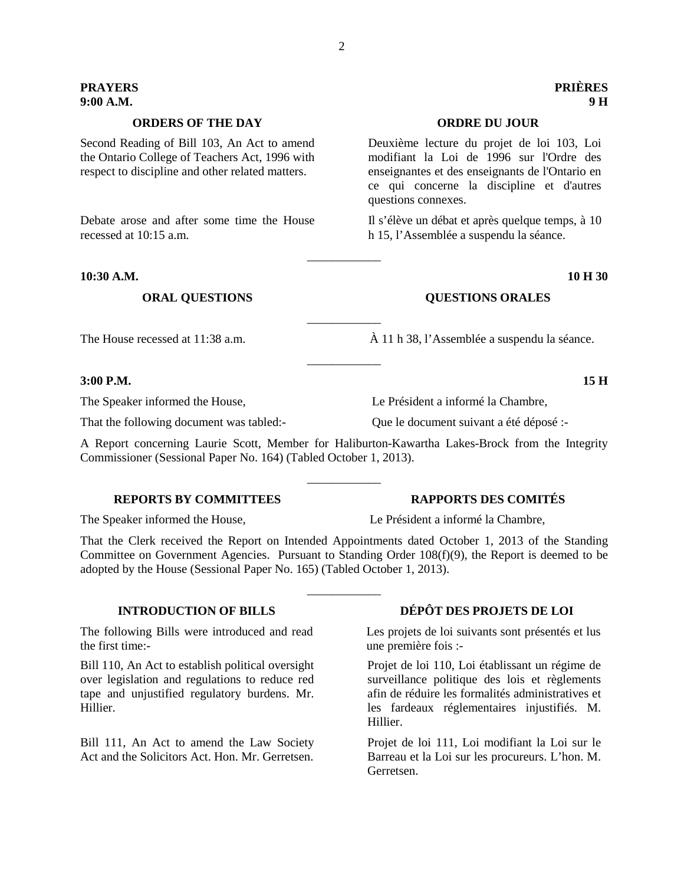**PRAYERS**
**9:00 A.M.**

**PRIÈRES**
**9 H**

### ORDERS OF THE DAY

Second Reading of Bill 103, An Act to amend the Ontario College of Teachers Act, 1996 with respect to discipline and other related matters.

Debate arose and after some time the House recessed at 10:15 a.m.

### ORDRE DU JOUR

Deuxième lecture du projet de loi 103, Loi modifiant la Loi de 1996 sur l'Ordre des enseignantes et des enseignants de l'Ontario en ce qui concerne la discipline et d'autres questions connexes.

Il s'élève un débat et après quelque temps, à 10 h 15, l'Assemblée a suspendu la séance.

---

**10:30 A.M.**

**10 H 30**

### ORAL QUESTIONS

### QUESTIONS ORALES

---

The House recessed at 11:38 a.m.

À 11 h 38, l'Assemblée a suspendu la séance.

---

**3:00 P.M.**

**15 H**

The Speaker informed the House,

Le Président a informé la Chambre,

That the following document was tabled:-

Que le document suivant a été déposé :-

A Report concerning Laurie Scott, Member for Haliburton-Kawartha Lakes-Brock from the Integrity Commissioner (Sessional Paper No. 164) (Tabled October 1, 2013).

---

### REPORTS BY COMMITTEES

### RAPPORTS DES COMITÉS

The Speaker informed the House,

Le Président a informé la Chambre,

That the Clerk received the Report on Intended Appointments dated October 1, 2013 of the Standing Committee on Government Agencies. Pursuant to Standing Order 108(f)(9), the Report is deemed to be adopted by the House (Sessional Paper No. 165) (Tabled October 1, 2013).

---

### INTRODUCTION OF BILLS

The following Bills were introduced and read the first time:-

Bill 110, An Act to establish political oversight over legislation and regulations to reduce red tape and unjustified regulatory burdens. Mr. Hillier.

Bill 111, An Act to amend the Law Society Act and the Solicitors Act. Hon. Mr. Gerretsen.

### DÉPÔT DES PROJETS DE LOI

Les projets de loi suivants sont présentés et lus une première fois :-

Projet de loi 110, Loi établissant un régime de surveillance politique des lois et règlements afin de réduire les formalités administratives et les fardeaux réglementaires injustifiés. M. Hillier.

Projet de loi 111, Loi modifiant la Loi sur le Barreau et la Loi sur les procureurs. L'hon. M. Gerretsen.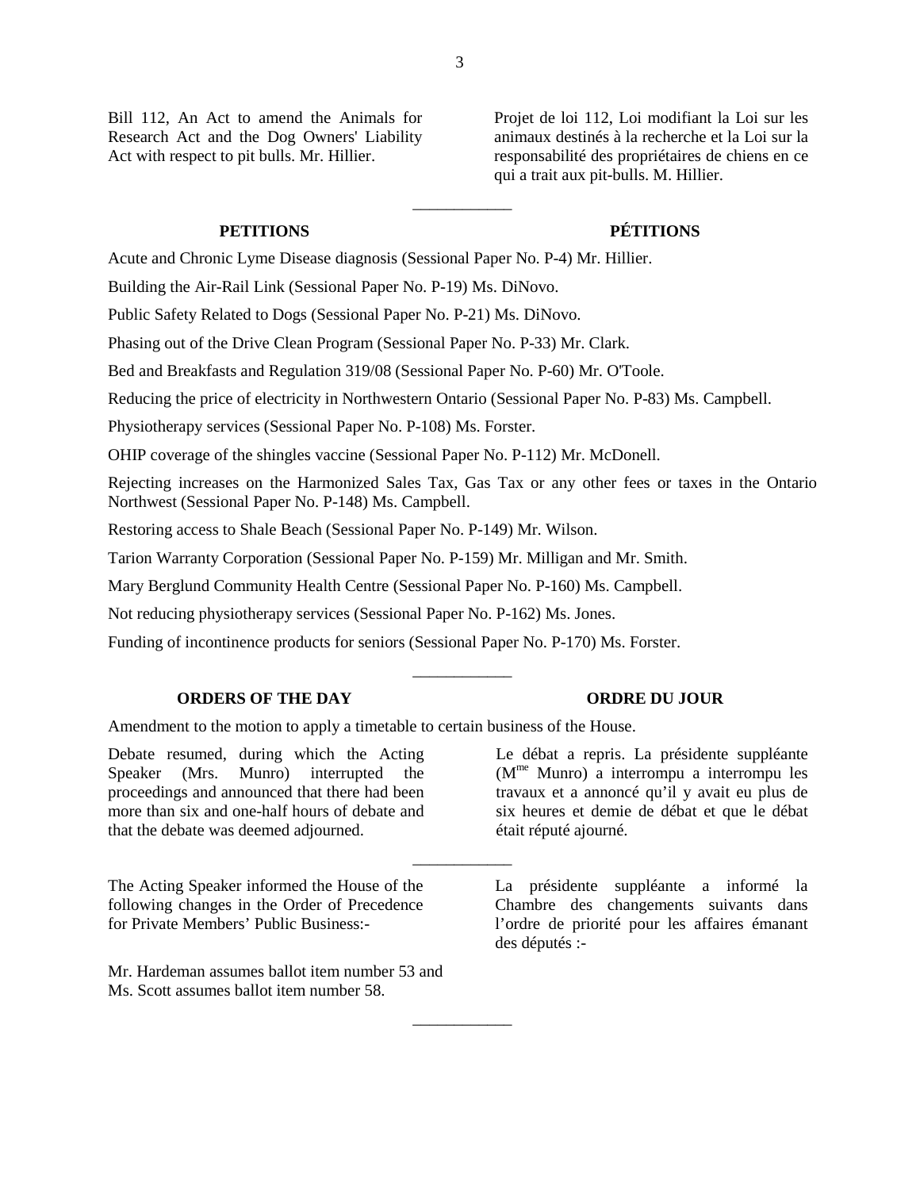Bill 112, An Act to amend the Animals for Research Act and the Dog Owners' Liability Act with respect to pit bulls. Mr. Hillier.

Projet de loi 112, Loi modifiant la Loi sur les animaux destinés à la recherche et la Loi sur la responsabilité des propriétaires de chiens en ce qui a trait aux pit-bulls. M. Hillier.

---

## PETITIONS

## PÉTITIONS

Acute and Chronic Lyme Disease diagnosis (Sessional Paper No. P-4) Mr. Hillier.

Building the Air-Rail Link (Sessional Paper No. P-19) Ms. DiNovo.

Public Safety Related to Dogs (Sessional Paper No. P-21) Ms. DiNovo.

Phasing out of the Drive Clean Program (Sessional Paper No. P-33) Mr. Clark.

Bed and Breakfasts and Regulation 319/08 (Sessional Paper No. P-60) Mr. O'Toole.

Reducing the price of electricity in Northwestern Ontario (Sessional Paper No. P-83) Ms. Campbell.

Physiotherapy services (Sessional Paper No. P-108) Ms. Forster.

OHIP coverage of the shingles vaccine (Sessional Paper No. P-112) Mr. McDonell.

Rejecting increases on the Harmonized Sales Tax, Gas Tax or any other fees or taxes in the Ontario Northwest (Sessional Paper No. P-148) Ms. Campbell.

Restoring access to Shale Beach (Sessional Paper No. P-149) Mr. Wilson.

Tarion Warranty Corporation (Sessional Paper No. P-159) Mr. Milligan and Mr. Smith.

Mary Berglund Community Health Centre (Sessional Paper No. P-160) Ms. Campbell.

Not reducing physiotherapy services (Sessional Paper No. P-162) Ms. Jones.

Funding of incontinence products for seniors (Sessional Paper No. P-170) Ms. Forster.

---

## ORDERS OF THE DAY

## ORDRE DU JOUR

Amendment to the motion to apply a timetable to certain business of the House.

Debate resumed, during which the Acting Speaker (Mrs. Munro) interrupted the proceedings and announced that there had been more than six and one-half hours of debate and that the debate was deemed adjourned.

Le débat a repris. La présidente suppléante (Mme Munro) a interrompu a interrompu les travaux et a annoncé qu'il y avait eu plus de six heures et demie de débat et que le débat était réputé ajourné.

---

The Acting Speaker informed the House of the following changes in the Order of Precedence for Private Members' Public Business:-

La présidente suppléante a informé la Chambre des changements suivants dans l'ordre de priorité pour les affaires émanant des députés :-

Mr. Hardeman assumes ballot item number 53 and Ms. Scott assumes ballot item number 58.

---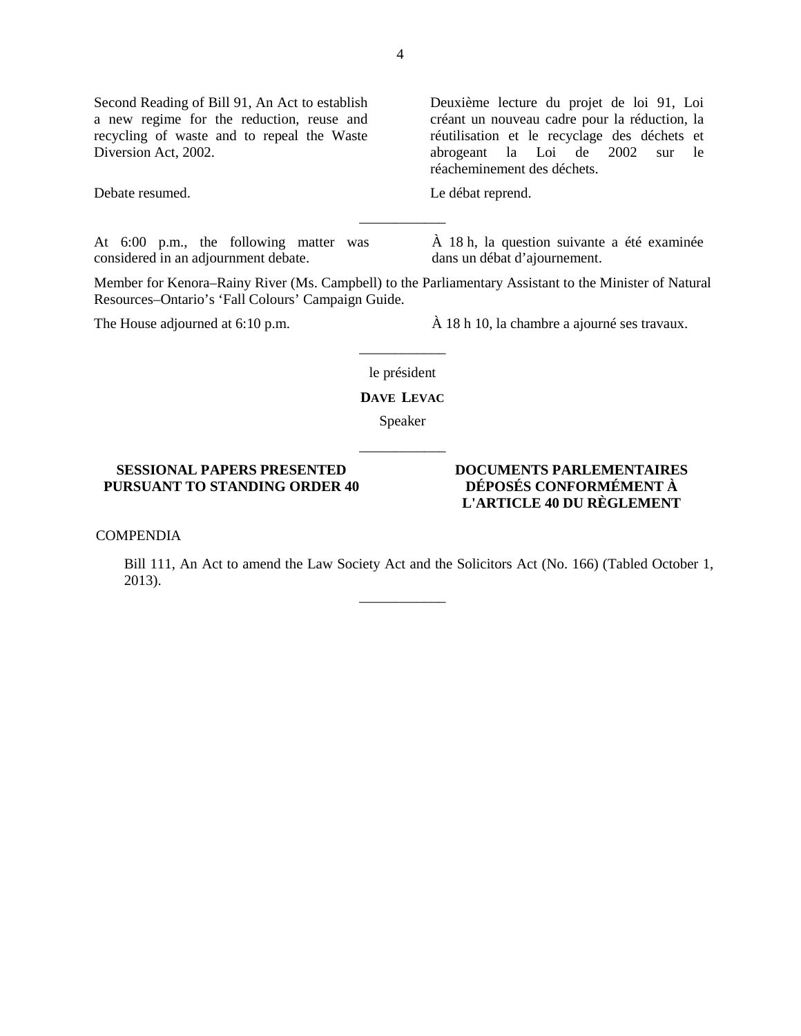Second Reading of Bill 91, An Act to establish a new regime for the reduction, reuse and recycling of waste and to repeal the Waste Diversion Act, 2002.

Deuxième lecture du projet de loi 91, Loi créant un nouveau cadre pour la réduction, la réutilisation et le recyclage des déchets et abrogeant la Loi de 2002 sur le réacheminement des déchets.

Debate resumed.

Le débat reprend.

---

At 6:00 p.m., the following matter was considered in an adjournment debate.

À 18 h, la question suivante a été examinée dans un débat d'ajournement.

Member for Kenora–Rainy River (Ms. Campbell) to the Parliamentary Assistant to the Minister of Natural Resources–Ontario's 'Fall Colours' Campaign Guide.

The House adjourned at 6:10 p.m.

À 18 h 10, la chambre a ajourné ses travaux.

---

le président

**DAVE LEVAC**

Speaker

---

**SESSIONAL PAPERS PRESENTED PURSUANT TO STANDING ORDER 40**

**DOCUMENTS PARLEMENTAIRES DÉPOSÉS CONFORMÉMENT À L'ARTICLE 40 DU RÈGLEMENT**

COMPENDIA

Bill 111, An Act to amend the Law Society Act and the Solicitors Act (No. 166) (Tabled October 1, 2013).

---